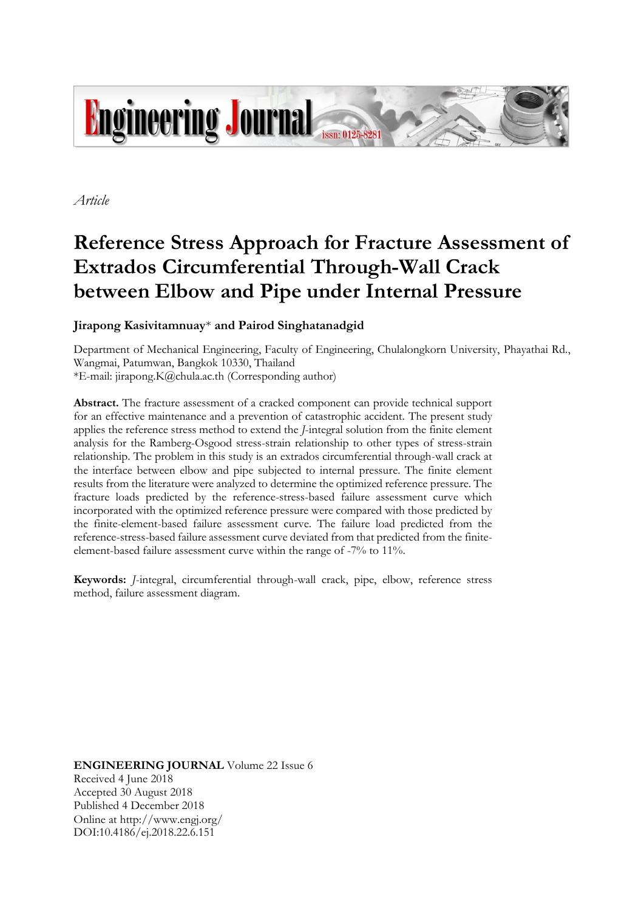*Article*

# Reference Stress Approach for Fracture Assessment of Extrados Circumferential Through-Wall Crack between Elbow and Pipe under Internal Pressure

**Jirapong Kasivitamnuay*** **and Pairod Singhatanadgid**

Department of Mechanical Engineering, Faculty of Engineering, Chulalongkorn University, Phayathai Rd., Wangmai, Patumwan, Bangkok 10330, Thailand
*E-mail: jirapong.K@chula.ac.th (Corresponding author)

**Abstract.** The fracture assessment of a cracked component can provide technical support for an effective maintenance and a prevention of catastrophic accident. The present study applies the reference stress method to extend the *J*-integral solution from the finite element analysis for the Ramberg-Osgood stress-strain relationship to other types of stress-strain relationship. The problem in this study is an extrados circumferential through-wall crack at the interface between elbow and pipe subjected to internal pressure. The finite element results from the literature were analyzed to determine the optimized reference pressure. The fracture loads predicted by the reference-stress-based failure assessment curve which incorporated with the optimized reference pressure were compared with those predicted by the finite-element-based failure assessment curve. The failure load predicted from the reference-stress-based failure assessment curve deviated from that predicted from the finite-element-based failure assessment curve within the range of -7% to 11%.

**Keywords:** *J*-integral, circumferential through-wall crack, pipe, elbow, reference stress method, failure assessment diagram.

**ENGINEERING JOURNAL** Volume 22 Issue 6
Received 4 June 2018
Accepted 30 August 2018
Published 4 December 2018
Online at http://www.engj.org/
DOI:10.4186/ej.2018.22.6.151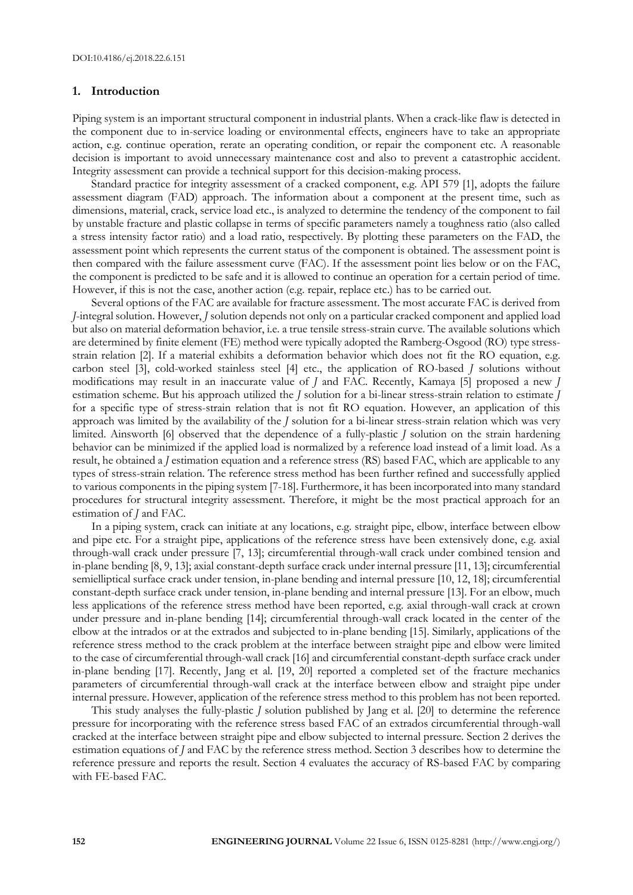## 1. Introduction

Piping system is an important structural component in industrial plants. When a crack-like flaw is detected in the component due to in-service loading or environmental effects, engineers have to take an appropriate action, e.g. continue operation, rerate an operating condition, or repair the component etc. A reasonable decision is important to avoid unnecessary maintenance cost and also to prevent a catastrophic accident. Integrity assessment can provide a technical support for this decision-making process.

Standard practice for integrity assessment of a cracked component, e.g. API 579 [1], adopts the failure assessment diagram (FAD) approach. The information about a component at the present time, such as dimensions, material, crack, service load etc., is analyzed to determine the tendency of the component to fail by unstable fracture and plastic collapse in terms of specific parameters namely a toughness ratio (also called a stress intensity factor ratio) and a load ratio, respectively. By plotting these parameters on the FAD, the assessment point which represents the current status of the component is obtained. The assessment point is then compared with the failure assessment curve (FAC). If the assessment point lies below or on the FAC, the component is predicted to be safe and it is allowed to continue an operation for a certain period of time. However, if this is not the case, another action (e.g. repair, replace etc.) has to be carried out.

Several options of the FAC are available for fracture assessment. The most accurate FAC is derived from $J$-integral solution. However, $J$ solution depends not only on a particular cracked component and applied load but also on material deformation behavior, i.e. a true tensile stress-strain curve. The available solutions which are determined by finite element (FE) method were typically adopted the Ramberg-Osgood (RO) type stress-strain relation [2]. If a material exhibits a deformation behavior which does not fit the RO equation, e.g. carbon steel [3], cold-worked stainless steel [4] etc., the application of RO-based $J$ solutions without modifications may result in an inaccurate value of $J$ and FAC. Recently, Kamaya [5] proposed a new $J$ estimation scheme. But his approach utilized the $J$ solution for a bi-linear stress-strain relation to estimate $J$ for a specific type of stress-strain relation that is not fit RO equation. However, an application of this approach was limited by the availability of the $J$ solution for a bi-linear stress-strain relation which was very limited. Ainsworth [6] observed that the dependence of a fully-plastic $J$ solution on the strain hardening behavior can be minimized if the applied load is normalized by a reference load instead of a limit load. As a result, he obtained a $J$ estimation equation and a reference stress (RS) based FAC, which are applicable to any types of stress-strain relation. The reference stress method has been further refined and successfully applied to various components in the piping system [7-18]. Furthermore, it has been incorporated into many standard procedures for structural integrity assessment. Therefore, it might be the most practical approach for an estimation of $J$ and FAC.

In a piping system, crack can initiate at any locations, e.g. straight pipe, elbow, interface between elbow and pipe etc. For a straight pipe, applications of the reference stress have been extensively done, e.g. axial through-wall crack under pressure [7, 13]; circumferential through-wall crack under combined tension and in-plane bending [8, 9, 13]; axial constant-depth surface crack under internal pressure [11, 13]; circumferential semielliptical surface crack under tension, in-plane bending and internal pressure [10, 12, 18]; circumferential constant-depth surface crack under tension, in-plane bending and internal pressure [13]. For an elbow, much less applications of the reference stress method have been reported, e.g. axial through-wall crack at crown under pressure and in-plane bending [14]; circumferential through-wall crack located in the center of the elbow at the intrados or at the extrados and subjected to in-plane bending [15]. Similarly, applications of the reference stress method to the crack problem at the interface between straight pipe and elbow were limited to the case of circumferential through-wall crack [16] and circumferential constant-depth surface crack under in-plane bending [17]. Recently, Jang et al. [19, 20] reported a completed set of the fracture mechanics parameters of circumferential through-wall crack at the interface between elbow and straight pipe under internal pressure. However, application of the reference stress method to this problem has not been reported.

This study analyses the fully-plastic $J$ solution published by Jang et al. [20] to determine the reference pressure for incorporating with the reference stress based FAC of an extrados circumferential through-wall cracked at the interface between straight pipe and elbow subjected to internal pressure. Section 2 derives the estimation equations of $J$ and FAC by the reference stress method. Section 3 describes how to determine the reference pressure and reports the result. Section 4 evaluates the accuracy of RS-based FAC by comparing with FE-based FAC.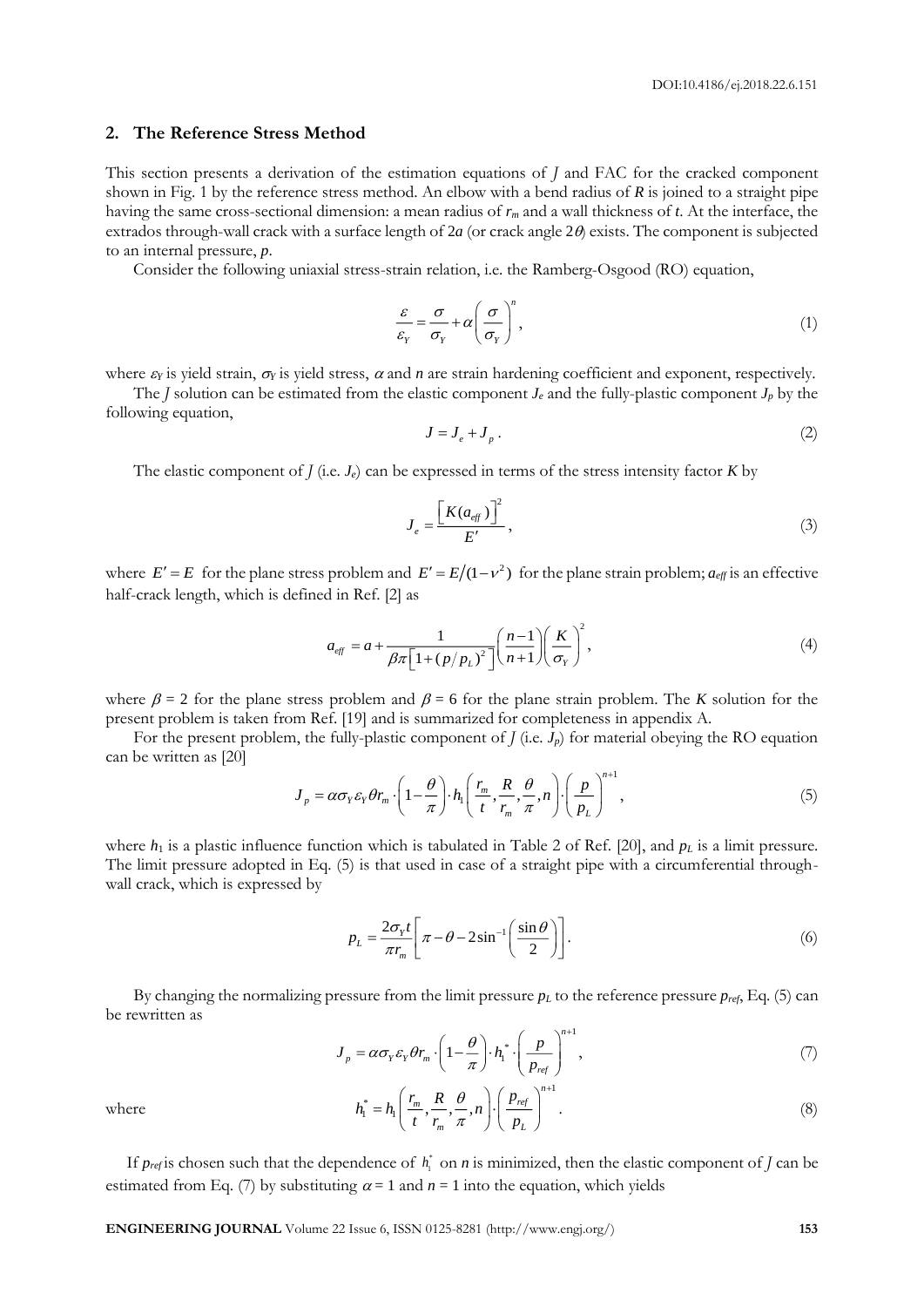## 2. The Reference Stress Method

This section presents a derivation of the estimation equations of $J$ and FAC for the cracked component shown in Fig. 1 by the reference stress method. An elbow with a bend radius of $R$ is joined to a straight pipe having the same cross-sectional dimension: a mean radius of $r_m$ and a wall thickness of $t$. At the interface, the extrados through-wall crack with a surface length of $2a$ (or crack angle $2\theta$) exists. The component is subjected to an internal pressure, $p$.

Consider the following uniaxial stress-strain relation, i.e. the Ramberg-Osgood (RO) equation,

$$\frac{\varepsilon}{\varepsilon_Y} = \frac{\sigma}{\sigma_Y} + \alpha\left(\frac{\sigma}{\sigma_Y}\right)^n, \tag{1}$$

where $\varepsilon_Y$ is yield strain, $\sigma_Y$ is yield stress, $\alpha$ and $n$ are strain hardening coefficient and exponent, respectively.

The $J$ solution can be estimated from the elastic component $J_e$ and the fully-plastic component $J_p$ by the following equation,

$$J = J_e + J_p. \tag{2}$$

The elastic component of $J$ (i.e. $J_e$) can be expressed in terms of the stress intensity factor $K$ by

$$J_e = \frac{\left[K(a_{eff})\right]^2}{E'}, \tag{3}$$

where $E' = E$ for the plane stress problem and $E' = E/(1-\nu^2)$ for the plane strain problem; $a_{eff}$ is an effective half-crack length, which is defined in Ref. [2] as

$$a_{eff} = a + \frac{1}{\beta\pi\left[1+(p/p_L)^2\right]}\left(\frac{n-1}{n+1}\right)\left(\frac{K}{\sigma_Y}\right)^2, \tag{4}$$

where $\beta = 2$ for the plane stress problem and $\beta = 6$ for the plane strain problem. The $K$ solution for the present problem is taken from Ref. [19] and is summarized for completeness in appendix A.

For the present problem, the fully-plastic component of $J$ (i.e. $J_p$) for material obeying the RO equation can be written as [20]

$$J_p = \alpha\sigma_Y\varepsilon_Y\theta r_m \cdot \left(1-\frac{\theta}{\pi}\right)\cdot h_1\left(\frac{r_m}{t},\frac{R}{r_m},\frac{\theta}{\pi},n\right)\cdot\left(\frac{p}{p_L}\right)^{n+1}, \tag{5}$$

where $h_1$ is a plastic influence function which is tabulated in Table 2 of Ref. [20], and $p_L$ is a limit pressure. The limit pressure adopted in Eq. (5) is that used in case of a straight pipe with a circumferential through-wall crack, which is expressed by

$$p_L = \frac{2\sigma_Y t}{\pi r_m}\left[\pi - \theta - 2\sin^{-1}\left(\frac{\sin\theta}{2}\right)\right]. \tag{6}$$

By changing the normalizing pressure from the limit pressure $p_L$ to the reference pressure $p_{ref}$, Eq. (5) can be rewritten as

$$J_p = \alpha\sigma_Y\varepsilon_Y\theta r_m \cdot \left(1-\frac{\theta}{\pi}\right)\cdot h_1^*\cdot\left(\frac{p}{p_{ref}}\right)^{n+1}, \tag{7}$$

where

$$h_1^* = h_1\left(\frac{r_m}{t},\frac{R}{r_m},\frac{\theta}{\pi},n\right)\cdot\left(\frac{p_{ref}}{p_L}\right)^{n+1}. \tag{8}$$

If $p_{ref}$ is chosen such that the dependence of $h_1^*$ on $n$ is minimized, then the elastic component of $J$ can be estimated from Eq. (7) by substituting $\alpha = 1$ and $n = 1$ into the equation, which yields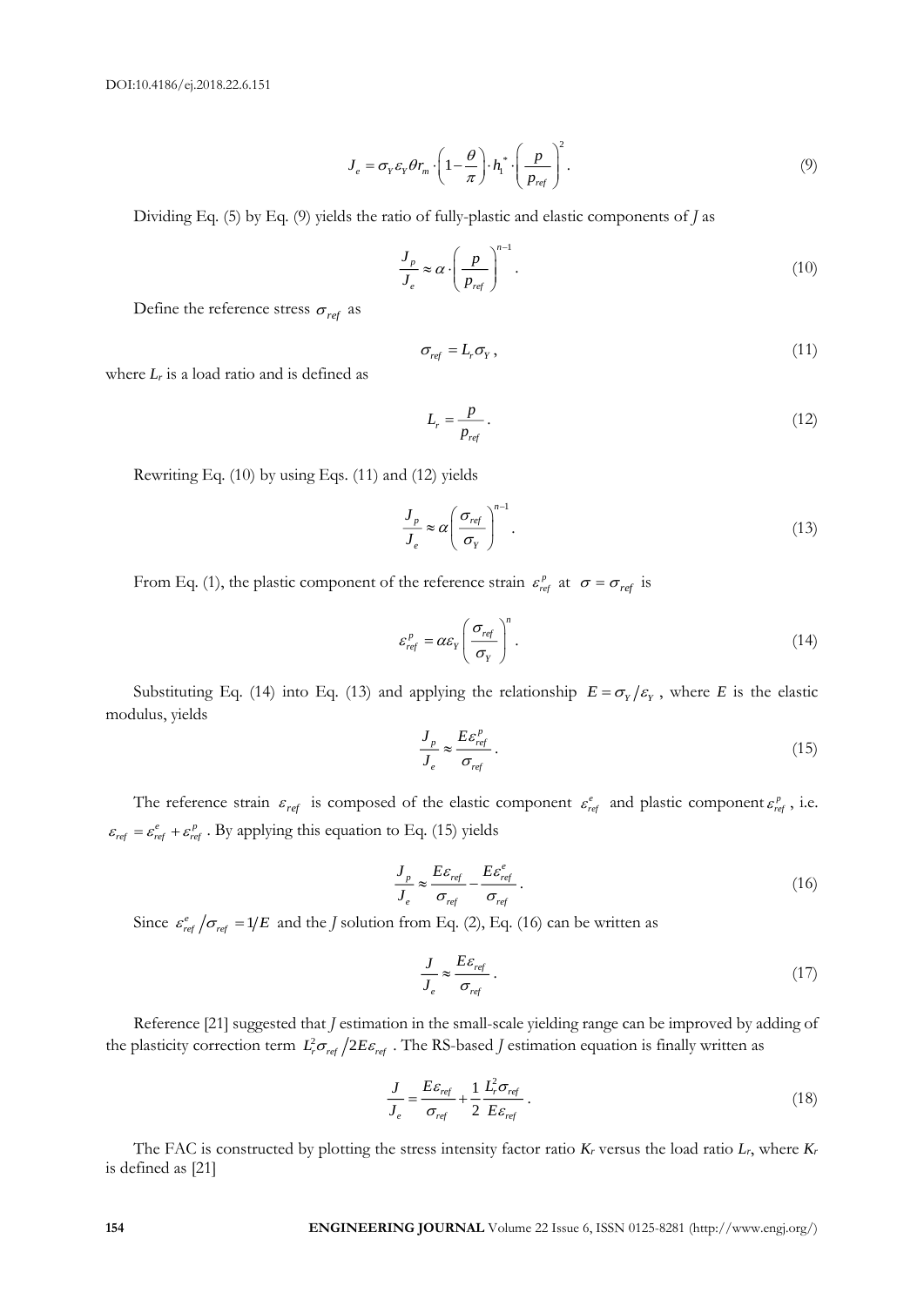$$J_e = \sigma_Y \varepsilon_Y \theta r_m \cdot \left(1 - \frac{\theta}{\pi}\right) \cdot h_1^* \cdot \left(\frac{p}{p_{ref}}\right)^2 . \tag{9}$$

Dividing Eq. (5) by Eq. (9) yields the ratio of fully-plastic and elastic components of $J$ as

$$\frac{J_p}{J_e} \approx \alpha \cdot \left(\frac{p}{p_{ref}}\right)^{n-1} . \tag{10}$$

Define the reference stress $\sigma_{ref}$ as

$$\sigma_{ref} = L_r \sigma_Y , \tag{11}$$

where $L_r$ is a load ratio and is defined as

$$L_r = \frac{p}{p_{ref}} . \tag{12}$$

Rewriting Eq. (10) by using Eqs. (11) and (12) yields

$$\frac{J_p}{J_e} \approx \alpha \left(\frac{\sigma_{ref}}{\sigma_Y}\right)^{n-1} . \tag{13}$$

From Eq. (1), the plastic component of the reference strain $\varepsilon_{ref}^p$ at $\sigma = \sigma_{ref}$ is

$$\varepsilon_{ref}^p = \alpha \varepsilon_Y \left(\frac{\sigma_{ref}}{\sigma_Y}\right)^n . \tag{14}$$

Substituting Eq. (14) into Eq. (13) and applying the relationship $E = \sigma_Y / \varepsilon_Y$ , where $E$ is the elastic modulus, yields

$$\frac{J_p}{J_e} \approx \frac{E \varepsilon_{ref}^p}{\sigma_{ref}} . \tag{15}$$

The reference strain $\varepsilon_{ref}$ is composed of the elastic component $\varepsilon_{ref}^e$ and plastic component $\varepsilon_{ref}^p$ , i.e. $\varepsilon_{ref} = \varepsilon_{ref}^e + \varepsilon_{ref}^p$ . By applying this equation to Eq. (15) yields

$$\frac{J_p}{J_e} \approx \frac{E \varepsilon_{ref}}{\sigma_{ref}} - \frac{E \varepsilon_{ref}^e}{\sigma_{ref}} . \tag{16}$$

Since $\varepsilon_{ref}^e / \sigma_{ref} = 1/E$ and the $J$ solution from Eq. (2), Eq. (16) can be written as

$$\frac{J}{J_e} \approx \frac{E \varepsilon_{ref}}{\sigma_{ref}} . \tag{17}$$

Reference [21] suggested that $J$ estimation in the small-scale yielding range can be improved by adding of the plasticity correction term $L_r^2 \sigma_{ref} / 2E\varepsilon_{ref}$ . The RS-based $J$ estimation equation is finally written as

$$\frac{J}{J_e} = \frac{E \varepsilon_{ref}}{\sigma_{ref}} + \frac{1}{2} \frac{L_r^2 \sigma_{ref}}{E \varepsilon_{ref}} . \tag{18}$$

The FAC is constructed by plotting the stress intensity factor ratio $K_r$ versus the load ratio $L_r$, where $K_r$ is defined as [21]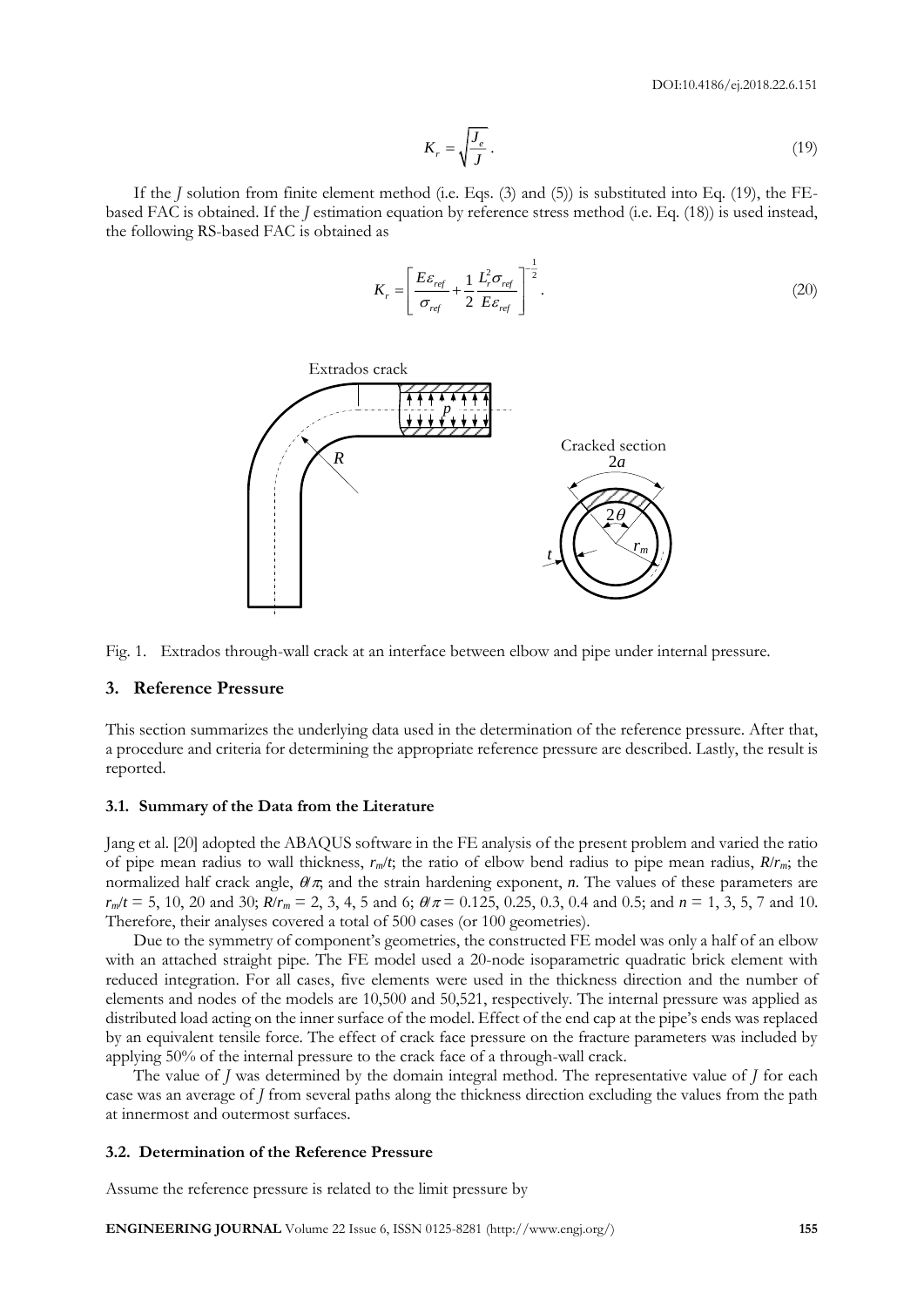$$K_r = \sqrt{\frac{J_e}{J}}. \tag{19}$$

If the $J$ solution from finite element method (i.e. Eqs. (3) and (5)) is substituted into Eq. (19), the FE-based FAC is obtained. If the $J$ estimation equation by reference stress method (i.e. Eq. (18)) is used instead, the following RS-based FAC is obtained as

$$K_r = \left[ \frac{E\varepsilon_{ref}}{\sigma_{ref}} + \frac{1}{2} \frac{L_r^2 \sigma_{ref}}{E\varepsilon_{ref}} \right]^{-\frac{1}{2}}. \tag{20}$$

Fig. 1. Extrados through-wall crack at an interface between elbow and pipe under internal pressure.

## 3. Reference Pressure

This section summarizes the underlying data used in the determination of the reference pressure. After that, a procedure and criteria for determining the appropriate reference pressure are described. Lastly, the result is reported.

### 3.1. Summary of the Data from the Literature

Jang et al. [20] adopted the ABAQUS software in the FE analysis of the present problem and varied the ratio of pipe mean radius to wall thickness, $r_m/t$; the ratio of elbow bend radius to pipe mean radius, $R/r_m$; the normalized half crack angle, $\theta/\pi$; and the strain hardening exponent, $n$. The values of these parameters are $r_m/t$ = 5, 10, 20 and 30; $R/r_m$ = 2, 3, 4, 5 and 6; $\theta/\pi$ = 0.125, 0.25, 0.3, 0.4 and 0.5; and $n$ = 1, 3, 5, 7 and 10. Therefore, their analyses covered a total of 500 cases (or 100 geometries).

Due to the symmetry of component's geometries, the constructed FE model was only a half of an elbow with an attached straight pipe. The FE model used a 20-node isoparametric quadratic brick element with reduced integration. For all cases, five elements were used in the thickness direction and the number of elements and nodes of the models are 10,500 and 50,521, respectively. The internal pressure was applied as distributed load acting on the inner surface of the model. Effect of the end cap at the pipe's ends was replaced by an equivalent tensile force. The effect of crack face pressure on the fracture parameters was included by applying 50% of the internal pressure to the crack face of a through-wall crack.

The value of $J$ was determined by the domain integral method. The representative value of $J$ for each case was an average of $J$ from several paths along the thickness direction excluding the values from the path at innermost and outermost surfaces.

### 3.2. Determination of the Reference Pressure

Assume the reference pressure is related to the limit pressure by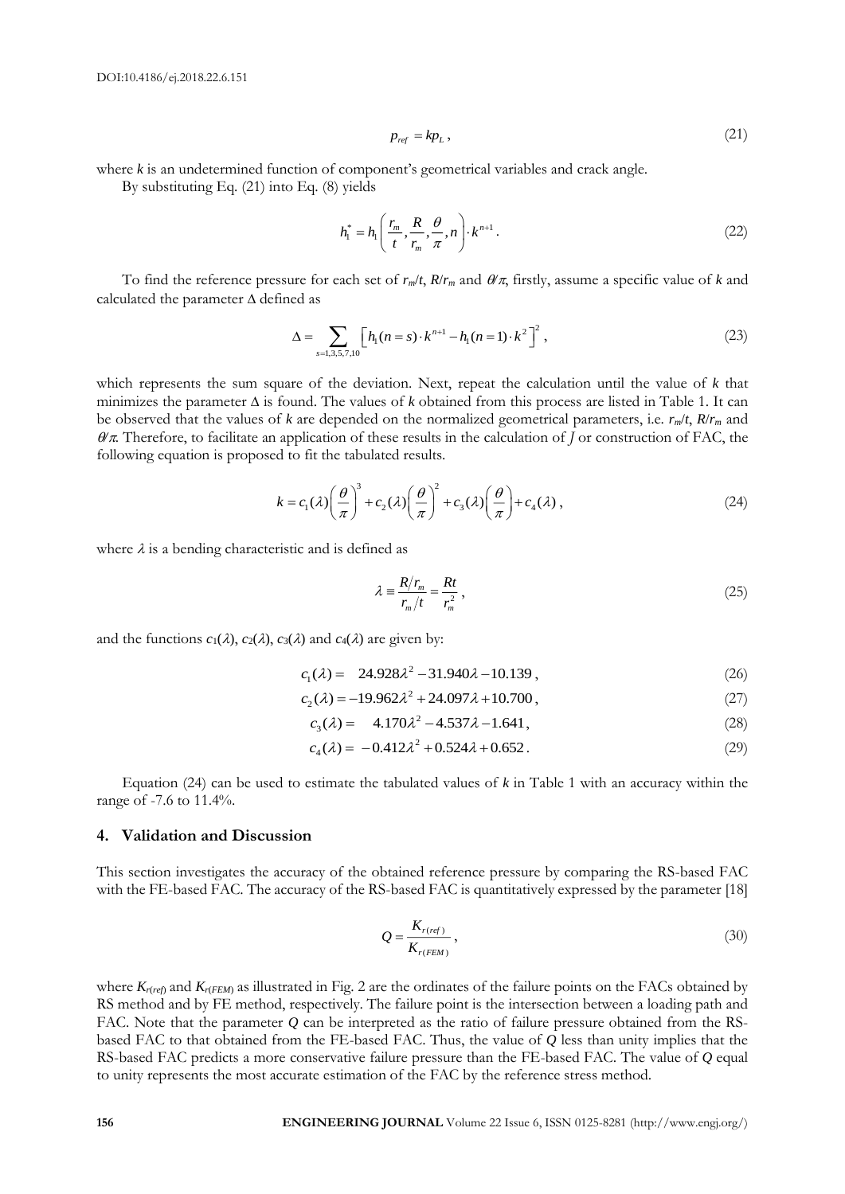$$p_{ref} = kp_L \,, \tag{21}$$

where $k$ is an undetermined function of component's geometrical variables and crack angle.

By substituting Eq. (21) into Eq. (8) yields

$$h_1^* = h_1\left(\frac{r_m}{t}, \frac{R}{r_m}, \frac{\theta}{\pi}, n\right) \cdot k^{n+1} \,. \tag{22}$$

To find the reference pressure for each set of $r_m/t$, $R/r_m$ and $\theta/\pi$, firstly, assume a specific value of $k$ and calculated the parameter $\Delta$ defined as

$$\Delta = \sum_{s=1,3,5,7,10} \left[ h_1(n=s) \cdot k^{n+1} - h_1(n=1) \cdot k^2 \right]^2 \,, \tag{23}$$

which represents the sum square of the deviation. Next, repeat the calculation until the value of $k$ that minimizes the parameter $\Delta$ is found. The values of $k$ obtained from this process are listed in Table 1. It can be observed that the values of $k$ are depended on the normalized geometrical parameters, i.e. $r_m/t$, $R/r_m$ and $\theta/\pi$. Therefore, to facilitate an application of these results in the calculation of $J$ or construction of FAC, the following equation is proposed to fit the tabulated results.

$$k = c_1(\lambda)\left(\frac{\theta}{\pi}\right)^3 + c_2(\lambda)\left(\frac{\theta}{\pi}\right)^2 + c_3(\lambda)\left(\frac{\theta}{\pi}\right) + c_4(\lambda) \,, \tag{24}$$

where $\lambda$ is a bending characteristic and is defined as

$$\lambda \equiv \frac{R/r_m}{r_m/t} = \frac{Rt}{r_m^2} \,, \tag{25}$$

and the functions $c_1(\lambda)$, $c_2(\lambda)$, $c_3(\lambda)$ and $c_4(\lambda)$ are given by:

$$c_1(\lambda) = 24.928\lambda^2 - 31.940\lambda - 10.139 \,, \tag{26}$$

$$c_2(\lambda) = -19.962\lambda^2 + 24.097\lambda + 10.700 \,, \tag{27}$$

$$c_3(\lambda) = 4.170\lambda^2 - 4.537\lambda - 1.641 \,, \tag{28}$$

$$c_4(\lambda) = -0.412\lambda^2 + 0.524\lambda + 0.652 \,. \tag{29}$$

Equation (24) can be used to estimate the tabulated values of $k$ in Table 1 with an accuracy within the range of -7.6 to 11.4%.

## 4. Validation and Discussion

This section investigates the accuracy of the obtained reference pressure by comparing the RS-based FAC with the FE-based FAC. The accuracy of the RS-based FAC is quantitatively expressed by the parameter [18]

$$Q = \frac{K_{r(ref)}}{K_{r(FEM)}} \,, \tag{30}$$

where $K_{r(ref)}$ and $K_{r(FEM)}$ as illustrated in Fig. 2 are the ordinates of the failure points on the FACs obtained by RS method and by FE method, respectively. The failure point is the intersection between a loading path and FAC. Note that the parameter $Q$ can be interpreted as the ratio of failure pressure obtained from the RS-based FAC to that obtained from the FE-based FAC. Thus, the value of $Q$ less than unity implies that the RS-based FAC predicts a more conservative failure pressure than the FE-based FAC. The value of $Q$ equal to unity represents the most accurate estimation of the FAC by the reference stress method.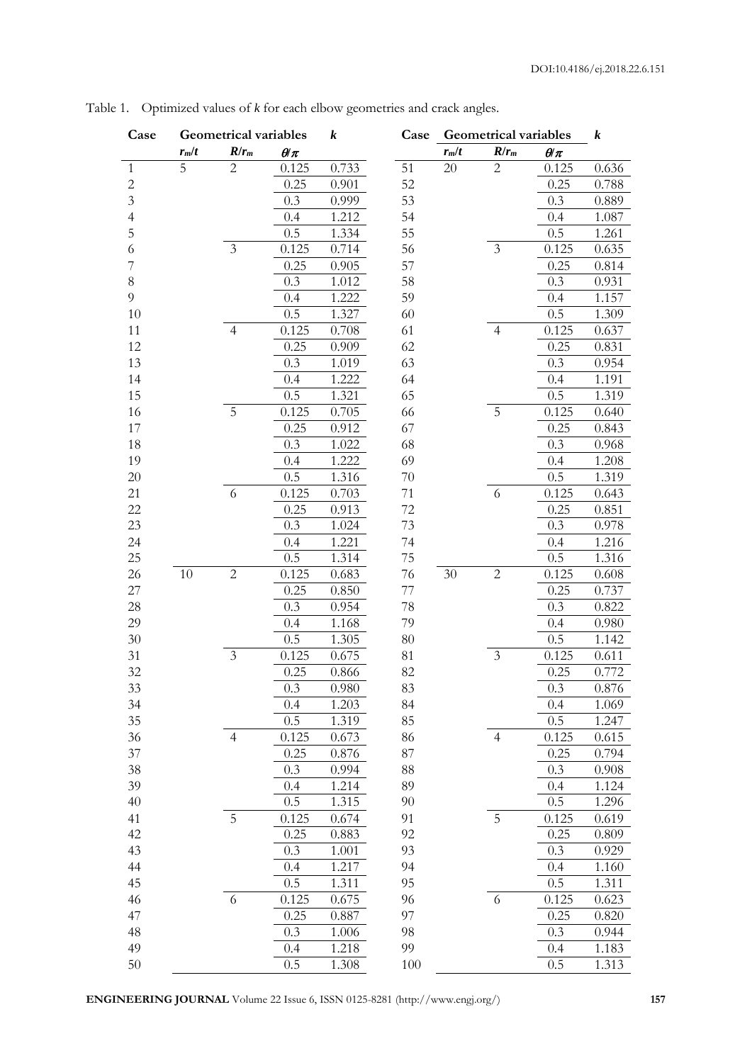Table 1. Optimized values of *k* for each elbow geometries and crack angles.

| Case | Geometrical variables | | | $k$ | Case | Geometrical variables | | | $k$ |
|---|---|---|---|---|---|---|---|---|---|
| | $r_m/t$ | $R/r_m$ | $\theta/\pi$ | | | $r_m/t$ | $R/r_m$ | $\theta/\pi$ | |
| 1 | 5 | 2 | 0.125 | 0.733 | 51 | 20 | 2 | 0.125 | 0.636 |
| 2 | | | 0.25 | 0.901 | 52 | | | 0.25 | 0.788 |
| 3 | | | 0.3 | 0.999 | 53 | | | 0.3 | 0.889 |
| 4 | | | 0.4 | 1.212 | 54 | | | 0.4 | 1.087 |
| 5 | | | 0.5 | 1.334 | 55 | | | 0.5 | 1.261 |
| 6 | | 3 | 0.125 | 0.714 | 56 | | 3 | 0.125 | 0.635 |
| 7 | | | 0.25 | 0.905 | 57 | | | 0.25 | 0.814 |
| 8 | | | 0.3 | 1.012 | 58 | | | 0.3 | 0.931 |
| 9 | | | 0.4 | 1.222 | 59 | | | 0.4 | 1.157 |
| 10 | | | 0.5 | 1.327 | 60 | | | 0.5 | 1.309 |
| 11 | | 4 | 0.125 | 0.708 | 61 | | 4 | 0.125 | 0.637 |
| 12 | | | 0.25 | 0.909 | 62 | | | 0.25 | 0.831 |
| 13 | | | 0.3 | 1.019 | 63 | | | 0.3 | 0.954 |
| 14 | | | 0.4 | 1.222 | 64 | | | 0.4 | 1.191 |
| 15 | | | 0.5 | 1.321 | 65 | | | 0.5 | 1.319 |
| 16 | | 5 | 0.125 | 0.705 | 66 | | 5 | 0.125 | 0.640 |
| 17 | | | 0.25 | 0.912 | 67 | | | 0.25 | 0.843 |
| 18 | | | 0.3 | 1.022 | 68 | | | 0.3 | 0.968 |
| 19 | | | 0.4 | 1.222 | 69 | | | 0.4 | 1.208 |
| 20 | | | 0.5 | 1.316 | 70 | | | 0.5 | 1.319 |
| 21 | | 6 | 0.125 | 0.703 | 71 | | 6 | 0.125 | 0.643 |
| 22 | | | 0.25 | 0.913 | 72 | | | 0.25 | 0.851 |
| 23 | | | 0.3 | 1.024 | 73 | | | 0.3 | 0.978 |
| 24 | | | 0.4 | 1.221 | 74 | | | 0.4 | 1.216 |
| 25 | | | 0.5 | 1.314 | 75 | | | 0.5 | 1.316 |
| 26 | 10 | 2 | 0.125 | 0.683 | 76 | 30 | 2 | 0.125 | 0.608 |
| 27 | | | 0.25 | 0.850 | 77 | | | 0.25 | 0.737 |
| 28 | | | 0.3 | 0.954 | 78 | | | 0.3 | 0.822 |
| 29 | | | 0.4 | 1.168 | 79 | | | 0.4 | 0.980 |
| 30 | | | 0.5 | 1.305 | 80 | | | 0.5 | 1.142 |
| 31 | | 3 | 0.125 | 0.675 | 81 | | 3 | 0.125 | 0.611 |
| 32 | | | 0.25 | 0.866 | 82 | | | 0.25 | 0.772 |
| 33 | | | 0.3 | 0.980 | 83 | | | 0.3 | 0.876 |
| 34 | | | 0.4 | 1.203 | 84 | | | 0.4 | 1.069 |
| 35 | | | 0.5 | 1.319 | 85 | | | 0.5 | 1.247 |
| 36 | | 4 | 0.125 | 0.673 | 86 | | 4 | 0.125 | 0.615 |
| 37 | | | 0.25 | 0.876 | 87 | | | 0.25 | 0.794 |
| 38 | | | 0.3 | 0.994 | 88 | | | 0.3 | 0.908 |
| 39 | | | 0.4 | 1.214 | 89 | | | 0.4 | 1.124 |
| 40 | | | 0.5 | 1.315 | 90 | | | 0.5 | 1.296 |
| 41 | | 5 | 0.125 | 0.674 | 91 | | 5 | 0.125 | 0.619 |
| 42 | | | 0.25 | 0.883 | 92 | | | 0.25 | 0.809 |
| 43 | | | 0.3 | 1.001 | 93 | | | 0.3 | 0.929 |
| 44 | | | 0.4 | 1.217 | 94 | | | 0.4 | 1.160 |
| 45 | | | 0.5 | 1.311 | 95 | | | 0.5 | 1.311 |
| 46 | | 6 | 0.125 | 0.675 | 96 | | 6 | 0.125 | 0.623 |
| 47 | | | 0.25 | 0.887 | 97 | | | 0.25 | 0.820 |
| 48 | | | 0.3 | 1.006 | 98 | | | 0.3 | 0.944 |
| 49 | | | 0.4 | 1.218 | 99 | | | 0.4 | 1.183 |
| 50 | | | 0.5 | 1.308 | 100 | | | 0.5 | 1.313 |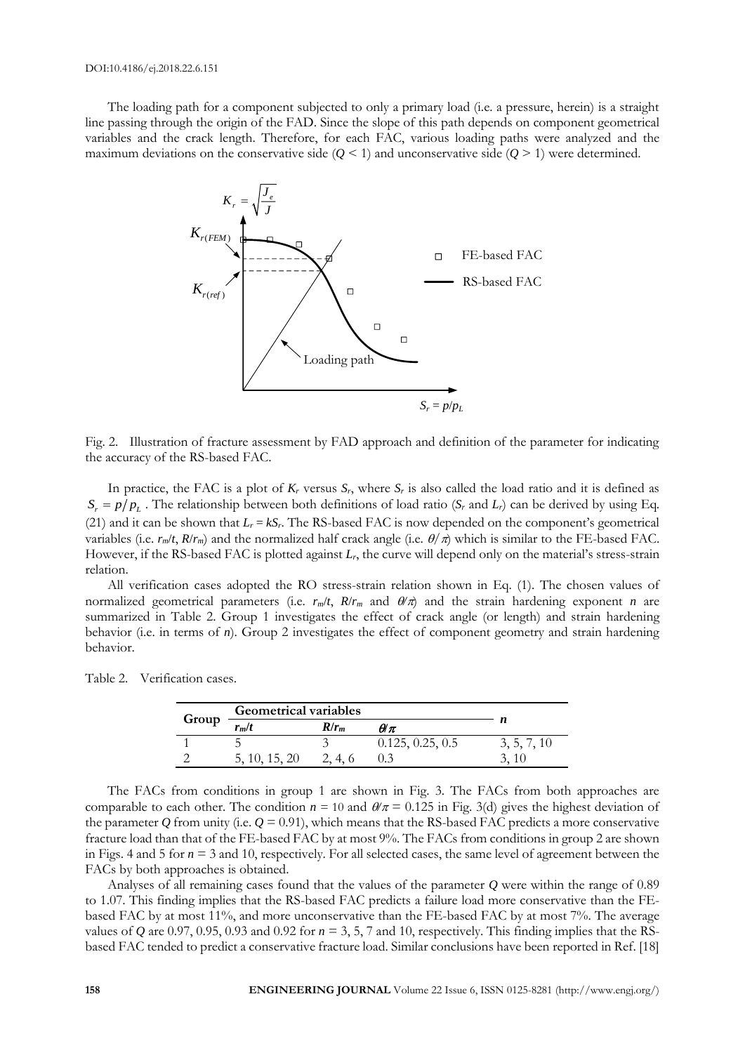The loading path for a component subjected to only a primary load (i.e. a pressure, herein) is a straight line passing through the origin of the FAD. Since the slope of this path depends on component geometrical variables and the crack length. Therefore, for each FAC, various loading paths were analyzed and the maximum deviations on the conservative side ($Q < 1$) and unconservative side ($Q > 1$) were determined.

Fig. 2. Illustration of fracture assessment by FAD approach and definition of the parameter for indicating the accuracy of the RS-based FAC.

In practice, the FAC is a plot of $K_r$ versus $S_r$, where $S_r$ is also called the load ratio and it is defined as $S_r = p/p_L$. The relationship between both definitions of load ratio ($S_r$ and $L_r$) can be derived by using Eq. (21) and it can be shown that $L_r = kS_r$. The RS-based FAC is now depended on the component's geometrical variables (i.e. $r_m/t$, $R/r_m$) and the normalized half crack angle (i.e. $\theta/\pi$) which is similar to the FE-based FAC. However, if the RS-based FAC is plotted against $L_r$, the curve will depend only on the material's stress-strain relation.

All verification cases adopted the RO stress-strain relation shown in Eq. (1). The chosen values of normalized geometrical parameters (i.e. $r_m/t$, $R/r_m$ and $\theta/\pi$) and the strain hardening exponent $n$ are summarized in Table 2. Group 1 investigates the effect of crack angle (or length) and strain hardening behavior (i.e. in terms of $n$). Group 2 investigates the effect of component geometry and strain hardening behavior.

Table 2. Verification cases.

| Group | Geometrical variables | | | $n$ |
|---|---|---|---|---|
| | $r_m/t$ | $R/r_m$ | $\theta/\pi$ | |
| 1 | 5 | 3 | 0.125, 0.25, 0.5 | 3, 5, 7, 10 |
| 2 | 5, 10, 15, 20 | 2, 4, 6 | 0.3 | 3, 10 |

The FACs from conditions in group 1 are shown in Fig. 3. The FACs from both approaches are comparable to each other. The condition $n = 10$ and $\theta/\pi = 0.125$ in Fig. 3(d) gives the highest deviation of the parameter $Q$ from unity (i.e. $Q = 0.91$), which means that the RS-based FAC predicts a more conservative fracture load than that of the FE-based FAC by at most 9%. The FACs from conditions in group 2 are shown in Figs. 4 and 5 for $n = 3$ and 10, respectively. For all selected cases, the same level of agreement between the FACs by both approaches is obtained.

Analyses of all remaining cases found that the values of the parameter $Q$ were within the range of 0.89 to 1.07. This finding implies that the RS-based FAC predicts a failure load more conservative than the FE-based FAC by at most 11%, and more unconservative than the FE-based FAC by at most 7%. The average values of $Q$ are 0.97, 0.95, 0.93 and 0.92 for $n = 3$, 5, 7 and 10, respectively. This finding implies that the RS-based FAC tended to predict a conservative fracture load. Similar conclusions have been reported in Ref. [18]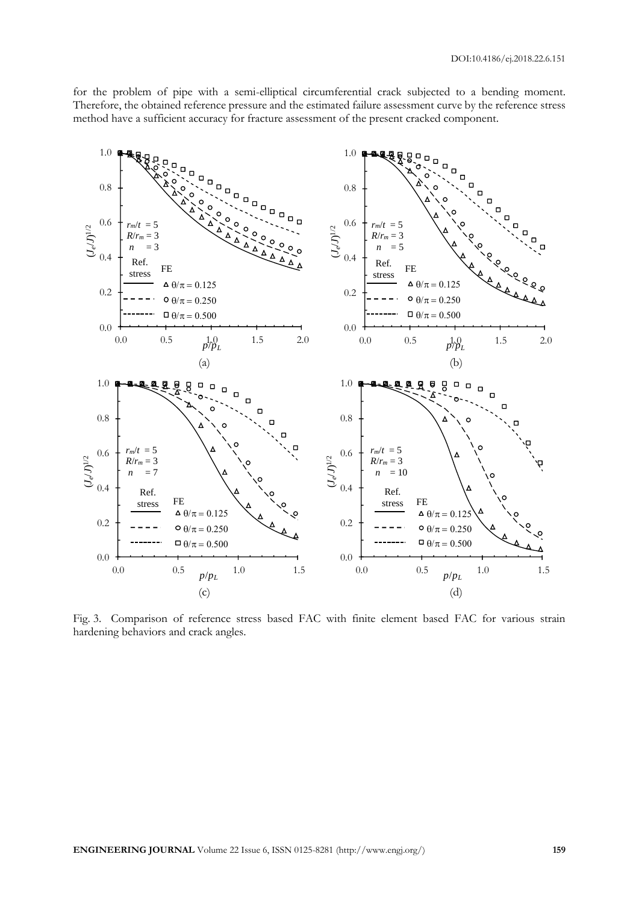for the problem of pipe with a semi-elliptical circumferential crack subjected to a bending moment. Therefore, the obtained reference pressure and the estimated failure assessment curve by the reference stress method have a sufficient accuracy for fracture assessment of the present cracked component.

Fig. 3. Comparison of reference stress based FAC with finite element based FAC for various strain hardening behaviors and crack angles.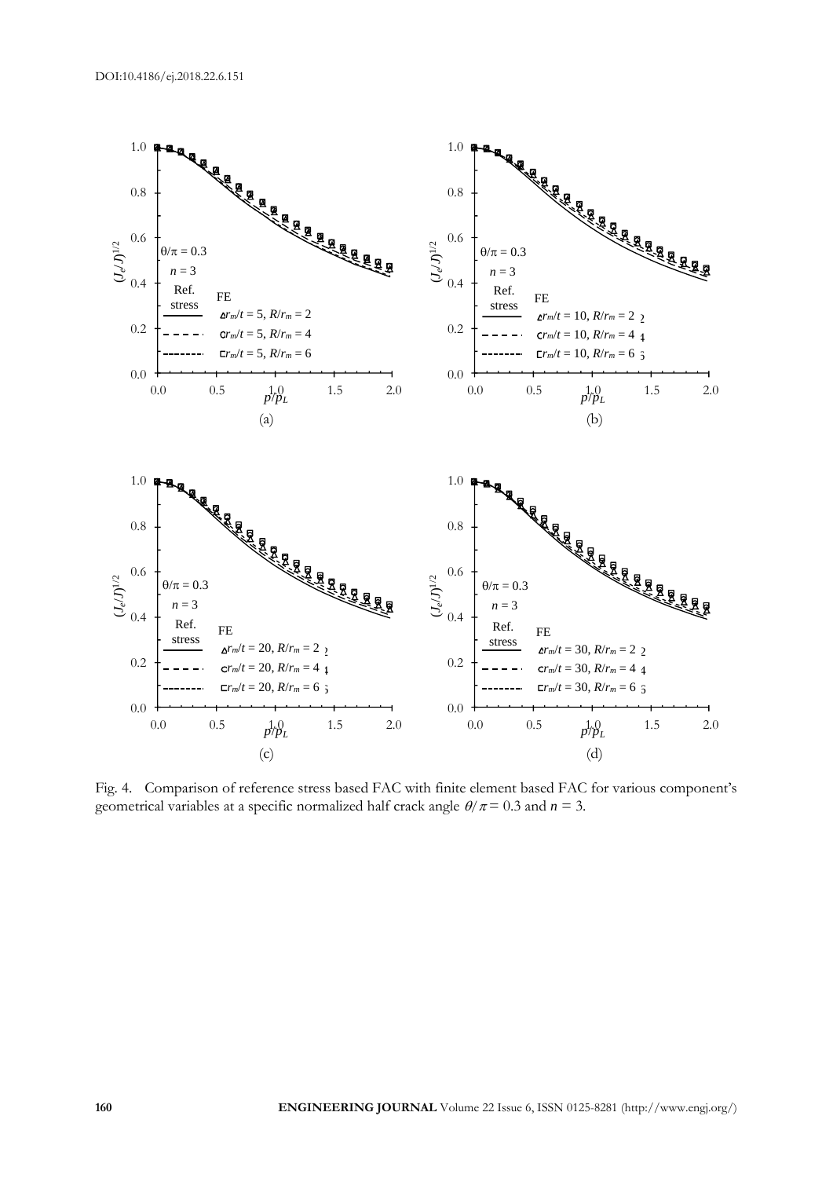Fig. 4. Comparison of reference stress based FAC with finite element based FAC for various component's geometrical variables at a specific normalized half crack angle $\theta/\pi = 0.3$ and $n = 3$.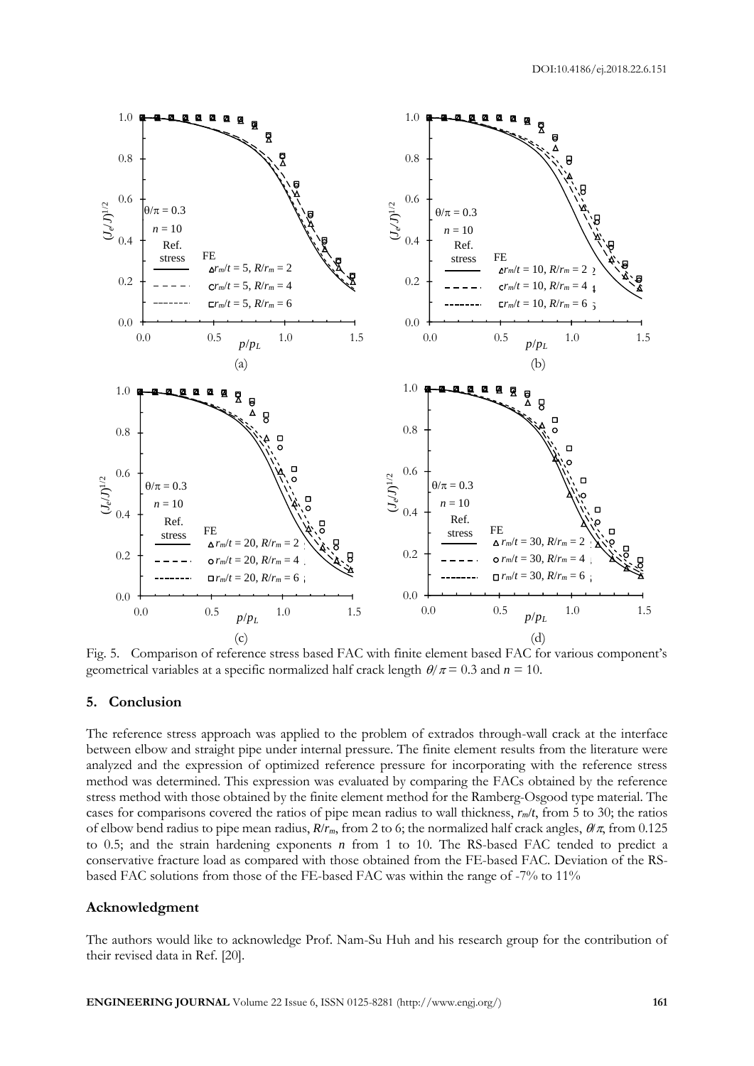Fig. 5. Comparison of reference stress based FAC with finite element based FAC for various component's geometrical variables at a specific normalized half crack length $\theta/\pi = 0.3$ and $n = 10$.

## 5. Conclusion

The reference stress approach was applied to the problem of extrados through-wall crack at the interface between elbow and straight pipe under internal pressure. The finite element results from the literature were analyzed and the expression of optimized reference pressure for incorporating with the reference stress method was determined. This expression was evaluated by comparing the FACs obtained by the reference stress method with those obtained by the finite element method for the Ramberg-Osgood type material. The cases for comparisons covered the ratios of pipe mean radius to wall thickness, $r_m/t$, from 5 to 30; the ratios of elbow bend radius to pipe mean radius, $R/r_m$, from 2 to 6; the normalized half crack angles, $\theta/\pi$, from 0.125 to 0.5; and the strain hardening exponents $n$ from 1 to 10. The RS-based FAC tended to predict a conservative fracture load as compared with those obtained from the FE-based FAC. Deviation of the RS-based FAC solutions from those of the FE-based FAC was within the range of -7% to 11%

## Acknowledgment

The authors would like to acknowledge Prof. Nam-Su Huh and his research group for the contribution of their revised data in Ref. [20].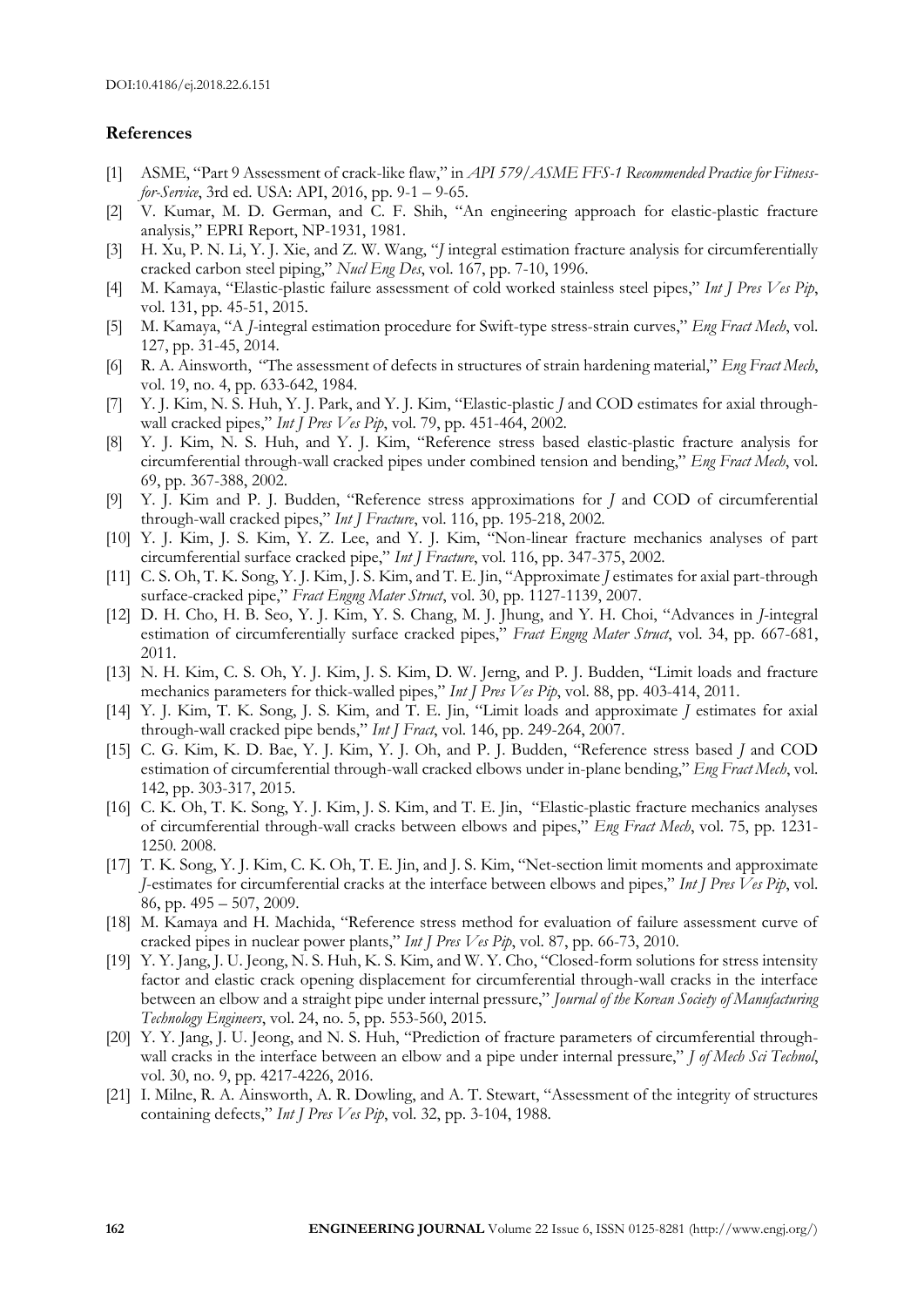## References

[1] ASME, "Part 9 Assessment of crack-like flaw," in *API 579/ASME FFS-1 Recommended Practice for Fitness-for-Service*, 3rd ed. USA: API, 2016, pp. 9-1 – 9-65.

[2] V. Kumar, M. D. German, and C. F. Shih, "An engineering approach for elastic-plastic fracture analysis," EPRI Report, NP-1931, 1981.

[3] H. Xu, P. N. Li, Y. J. Xie, and Z. W. Wang, "*J* integral estimation fracture analysis for circumferentially cracked carbon steel piping," *Nucl Eng Des*, vol. 167, pp. 7-10, 1996.

[4] M. Kamaya, "Elastic-plastic failure assessment of cold worked stainless steel pipes," *Int J Pres Ves Pip*, vol. 131, pp. 45-51, 2015.

[5] M. Kamaya, "A *J*-integral estimation procedure for Swift-type stress-strain curves," *Eng Fract Mech*, vol. 127, pp. 31-45, 2014.

[6] R. A. Ainsworth, "The assessment of defects in structures of strain hardening material," *Eng Fract Mech*, vol. 19, no. 4, pp. 633-642, 1984.

[7] Y. J. Kim, N. S. Huh, Y. J. Park, and Y. J. Kim, "Elastic-plastic *J* and COD estimates for axial through-wall cracked pipes," *Int J Pres Ves Pip*, vol. 79, pp. 451-464, 2002.

[8] Y. J. Kim, N. S. Huh, and Y. J. Kim, "Reference stress based elastic-plastic fracture analysis for circumferential through-wall cracked pipes under combined tension and bending," *Eng Fract Mech*, vol. 69, pp. 367-388, 2002.

[9] Y. J. Kim and P. J. Budden, "Reference stress approximations for *J* and COD of circumferential through-wall cracked pipes," *Int J Fracture*, vol. 116, pp. 195-218, 2002.

[10] Y. J. Kim, J. S. Kim, Y. Z. Lee, and Y. J. Kim, "Non-linear fracture mechanics analyses of part circumferential surface cracked pipe," *Int J Fracture*, vol. 116, pp. 347-375, 2002.

[11] C. S. Oh, T. K. Song, Y. J. Kim, J. S. Kim, and T. E. Jin, "Approximate *J* estimates for axial part-through surface-cracked pipe," *Fract Engng Mater Struct*, vol. 30, pp. 1127-1139, 2007.

[12] D. H. Cho, H. B. Seo, Y. J. Kim, Y. S. Chang, M. J. Jhung, and Y. H. Choi, "Advances in *J*-integral estimation of circumferentially surface cracked pipes," *Fract Engng Mater Struct*, vol. 34, pp. 667-681, 2011.

[13] N. H. Kim, C. S. Oh, Y. J. Kim, J. S. Kim, D. W. Jerng, and P. J. Budden, "Limit loads and fracture mechanics parameters for thick-walled pipes," *Int J Pres Ves Pip*, vol. 88, pp. 403-414, 2011.

[14] Y. J. Kim, T. K. Song, J. S. Kim, and T. E. Jin, "Limit loads and approximate *J* estimates for axial through-wall cracked pipe bends," *Int J Fract*, vol. 146, pp. 249-264, 2007.

[15] C. G. Kim, K. D. Bae, Y. J. Kim, Y. J. Oh, and P. J. Budden, "Reference stress based *J* and COD estimation of circumferential through-wall cracked elbows under in-plane bending," *Eng Fract Mech*, vol. 142, pp. 303-317, 2015.

[16] C. K. Oh, T. K. Song, Y. J. Kim, J. S. Kim, and T. E. Jin, "Elastic-plastic fracture mechanics analyses of circumferential through-wall cracks between elbows and pipes," *Eng Fract Mech*, vol. 75, pp. 1231-1250. 2008.

[17] T. K. Song, Y. J. Kim, C. K. Oh, T. E. Jin, and J. S. Kim, "Net-section limit moments and approximate *J*-estimates for circumferential cracks at the interface between elbows and pipes," *Int J Pres Ves Pip*, vol. 86, pp. 495 – 507, 2009.

[18] M. Kamaya and H. Machida, "Reference stress method for evaluation of failure assessment curve of cracked pipes in nuclear power plants," *Int J Pres Ves Pip*, vol. 87, pp. 66-73, 2010.

[19] Y. Y. Jang, J. U. Jeong, N. S. Huh, K. S. Kim, and W. Y. Cho, "Closed-form solutions for stress intensity factor and elastic crack opening displacement for circumferential through-wall cracks in the interface between an elbow and a straight pipe under internal pressure," *Journal of the Korean Society of Manufacturing Technology Engineers*, vol. 24, no. 5, pp. 553-560, 2015.

[20] Y. Y. Jang, J. U. Jeong, and N. S. Huh, "Prediction of fracture parameters of circumferential through-wall cracks in the interface between an elbow and a pipe under internal pressure," *J of Mech Sci Technol*, vol. 30, no. 9, pp. 4217-4226, 2016.

[21] I. Milne, R. A. Ainsworth, A. R. Dowling, and A. T. Stewart, "Assessment of the integrity of structures containing defects," *Int J Pres Ves Pip*, vol. 32, pp. 3-104, 1988.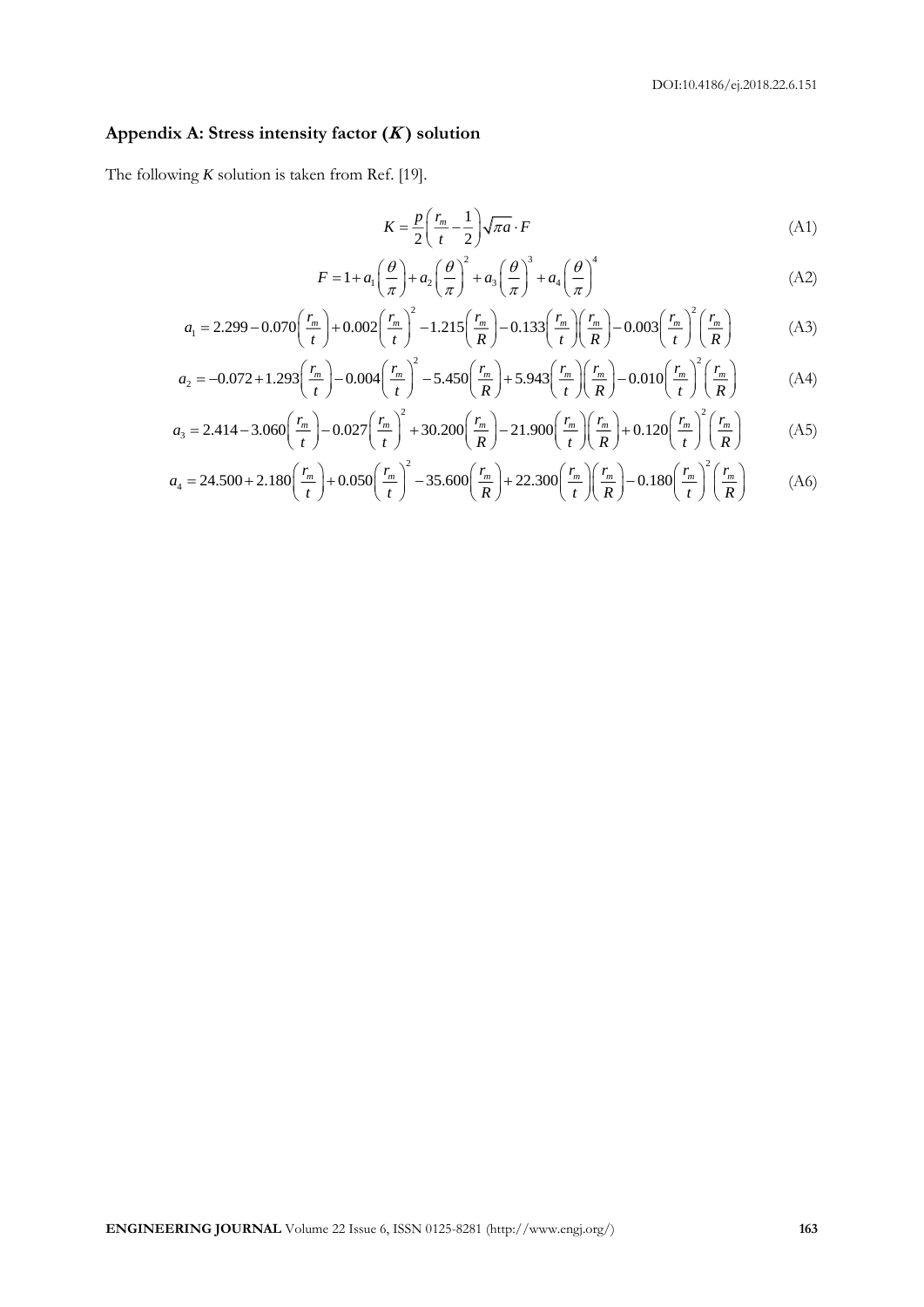## Appendix A: Stress intensity factor ($K$) solution

The following $K$ solution is taken from Ref. [19].

$$K = \frac{p}{2}\left(\frac{r_m}{t} - \frac{1}{2}\right)\sqrt{\pi a} \cdot F \tag{A1}$$

$$F = 1 + a_1\left(\frac{\theta}{\pi}\right) + a_2\left(\frac{\theta}{\pi}\right)^2 + a_3\left(\frac{\theta}{\pi}\right)^3 + a_4\left(\frac{\theta}{\pi}\right)^4 \tag{A2}$$

$$a_1 = 2.299 - 0.070\left(\frac{r_m}{t}\right) + 0.002\left(\frac{r_m}{t}\right)^2 - 1.215\left(\frac{r_m}{R}\right) - 0.133\left(\frac{r_m}{t}\right)\left(\frac{r_m}{R}\right) - 0.003\left(\frac{r_m}{t}\right)^2\left(\frac{r_m}{R}\right) \tag{A3}$$

$$a_2 = -0.072 + 1.293\left(\frac{r_m}{t}\right) - 0.004\left(\frac{r_m}{t}\right)^2 - 5.450\left(\frac{r_m}{R}\right) + 5.943\left(\frac{r_m}{t}\right)\left(\frac{r_m}{R}\right) - 0.010\left(\frac{r_m}{t}\right)^2\left(\frac{r_m}{R}\right) \tag{A4}$$

$$a_3 = 2.414 - 3.060\left(\frac{r_m}{t}\right) - 0.027\left(\frac{r_m}{t}\right)^2 + 30.200\left(\frac{r_m}{R}\right) - 21.900\left(\frac{r_m}{t}\right)\left(\frac{r_m}{R}\right) + 0.120\left(\frac{r_m}{t}\right)^2\left(\frac{r_m}{R}\right) \tag{A5}$$

$$a_4 = 24.500 + 2.180\left(\frac{r_m}{t}\right) + 0.050\left(\frac{r_m}{t}\right)^2 - 35.600\left(\frac{r_m}{R}\right) + 22.300\left(\frac{r_m}{t}\right)\left(\frac{r_m}{R}\right) - 0.180\left(\frac{r_m}{t}\right)^2\left(\frac{r_m}{R}\right) \tag{A6}$$